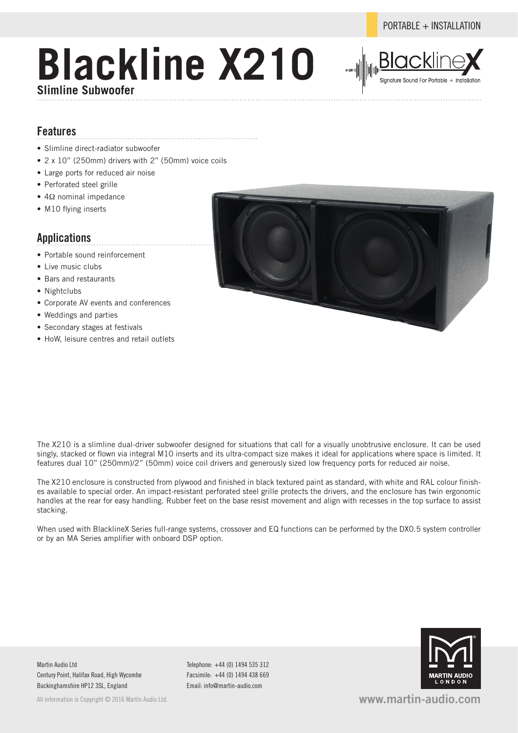PORTABLE + INSTALLATION

# Blackline X210

**Slimline Subwoofer**

## Features

- Slimline direct-radiator subwoofer
- 2 x 10" (250mm) drivers with 2" (50mm) voice coils
- Large ports for reduced air noise
- Perforated steel grille
- 4Ω nominal impedance
- M10 flying inserts

## Applications

- Portable sound reinforcement
- Live music clubs
- Bars and restaurants
- Nightclubs
- Corporate AV events and conferences
- Weddings and parties
- Secondary stages at festivals
- HoW, leisure centres and retail outlets

The X210 is a slimline dual-driver subwoofer designed for situations that call for a visually unobtrusive enclosure. It can be used singly, stacked or flown via integral M10 inserts and its ultra-compact size makes it ideal for applications where space is limited. It features dual 10" (250mm)/2" (50mm) voice coil drivers and generously sized low frequency ports for reduced air noise.

The X210 enclosure is constructed from plywood and finished in black textured paint as standard, with white and RAL colour finishes available to special order. An impact-resistant perforated steel grille protects the drivers, and the enclosure has twin ergonomic handles at the rear for easy handling. Rubber feet on the base resist movement and align with recesses in the top surface to assist stacking.

When used with BlacklineX Series full-range systems, crossover and EQ functions can be performed by the DX0.5 system controller or by an MA Series amplifier with onboard DSP option.

Martin Audio Ltd
Century Point, Halifax Road, High Wycombe
Buckinghamshire HP12 3SL, England

Telephone: +44 (0) 1494 535 312
Facsimile: +44 (0) 1494 438 669
Email: info@martin-audio.com

All information is Copyright © 2016 Martin Audio Ltd.

www.martin-audio.com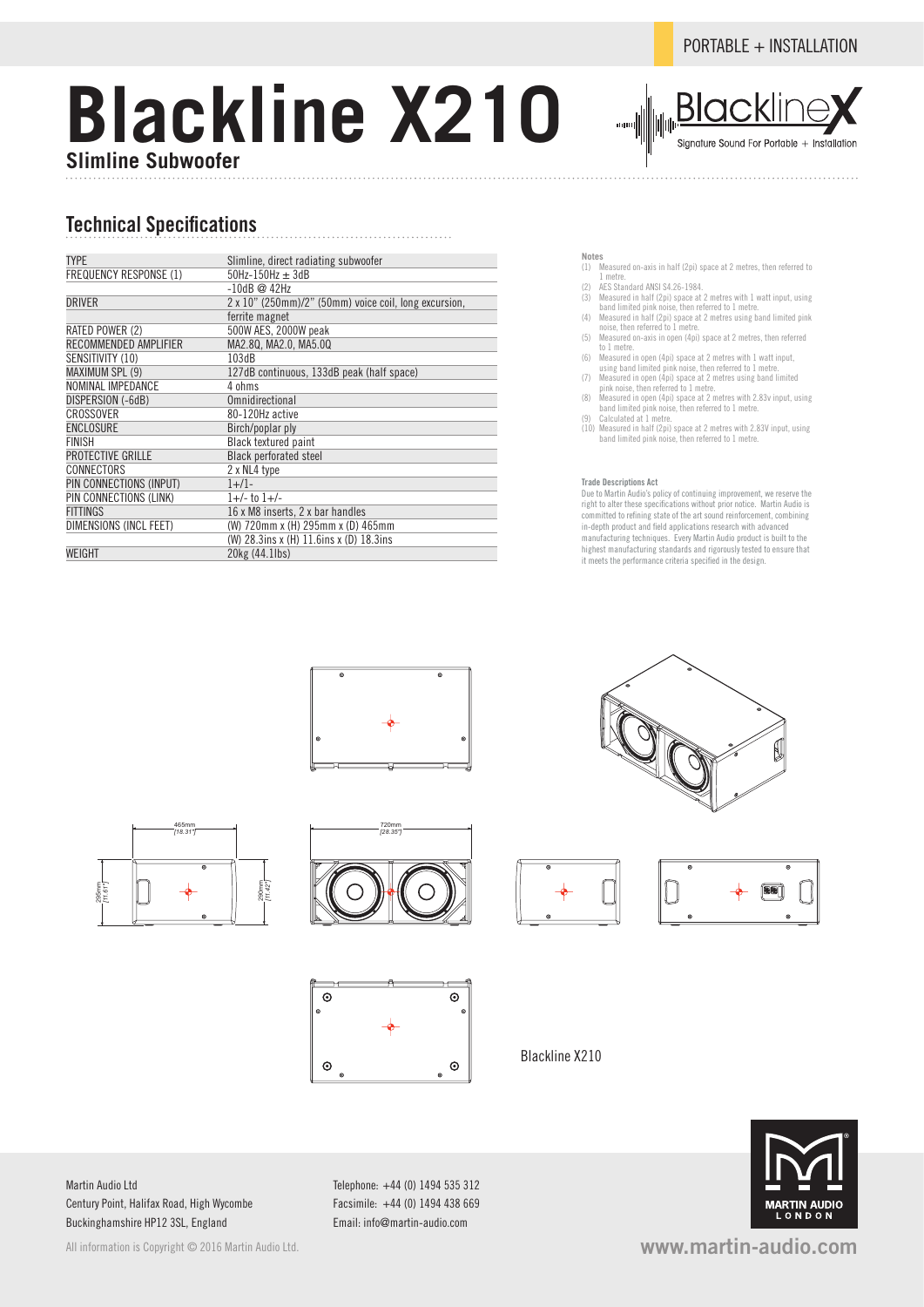PORTABLE + INSTALLATION

# Blackline X210

## Slimline Subwoofer

BlacklineX
Signature Sound For Portable + Installation

## Technical Specifications

| | |
|---|---|
| TYPE | Slimline, direct radiating subwoofer |
| FREQUENCY RESPONSE (1) | 50Hz-150Hz ± 3dB |
| | -10dB @ 42Hz |
| DRIVER | 2 x 10" (250mm)/2" (50mm) voice coil, long excursion, ferrite magnet |
| RATED POWER (2) | 500W AES, 2000W peak |
| RECOMMENDED AMPLIFIER | MA2.8Q, MA2.0, MA5.0Q |
| SENSITIVITY (10) | 103dB |
| MAXIMUM SPL (9) | 127dB continuous, 133dB peak (half space) |
| NOMINAL IMPEDANCE | 4 ohms |
| DISPERSION (-6dB) | Omnidirectional |
| CROSSOVER | 80-120Hz active |
| ENCLOSURE | Birch/poplar ply |
| FINISH | Black textured paint |
| PROTECTIVE GRILLE | Black perforated steel |
| CONNECTORS | 2 x NL4 type |
| PIN CONNECTIONS (INPUT) | 1+/1- |
| PIN CONNECTIONS (LINK) | 1+/- to 1+/- |
| FITTINGS | 16 x M8 inserts, 2 x bar handles |
| DIMENSIONS (INCL FEET) | (W) 720mm x (H) 295mm x (D) 465mm |
| | (W) 28.3ins x (H) 11.6ins x (D) 18.3ins |
| WEIGHT | 20kg (44.1lbs) |

**Notes**

(1) Measured on-axis in half (2pi) space at 2 metres, then referred to 1 metre.
(2) AES Standard ANSI S4.26-1984.
(3) Measured in half (2pi) space at 2 metres with 1 watt input, using band limited pink noise, then referred to 1 metre.
(4) Measured in half (2pi) space at 2 metres using band limited pink noise, then referred to 1 metre.
(5) Measured on-axis in open (4pi) space at 2 metres, then referred to 1 metre.
(6) Measured in open (4pi) space at 2 metres with 1 watt input, using band limited pink noise, then referred to 1 metre.
(7) Measured in open (4pi) space at 2 metres using band limited pink noise, then referred to 1 metre.
(8) Measured in open (4pi) space at 2 metres with 2.83v input, using band limited pink noise, then referred to 1 metre.
(9) Calculated at 1 metre.
(10) Measured in half (2pi) space at 2 metres with 2.83V input, using band limited pink noise, then referred to 1 metre.

**Trade Descriptions Act**

Due to Martin Audio's policy of continuing improvement, we reserve the right to alter these specifications without prior notice. Martin Audio is committed to refining state of the art sound reinforcement, combining in-depth product and field applications research with advanced manufacturing techniques. Every Martin Audio product is built to the highest manufacturing standards and rigorously tested to ensure that it meets the performance criteria specified in the design.

465mm [18.31"]
295mm [11.61"]
290mm [11.42"]
720mm [28.35"]

Blackline X210

Martin Audio Ltd
Century Point, Halifax Road, High Wycombe
Buckinghamshire HP12 3SL, England

Telephone: +44 (0) 1494 535 312
Facsimile: +44 (0) 1494 438 669
Email: info@martin-audio.com

All information is Copyright © 2016 Martin Audio Ltd.

MARTIN AUDIO LONDON

www.martin-audio.com